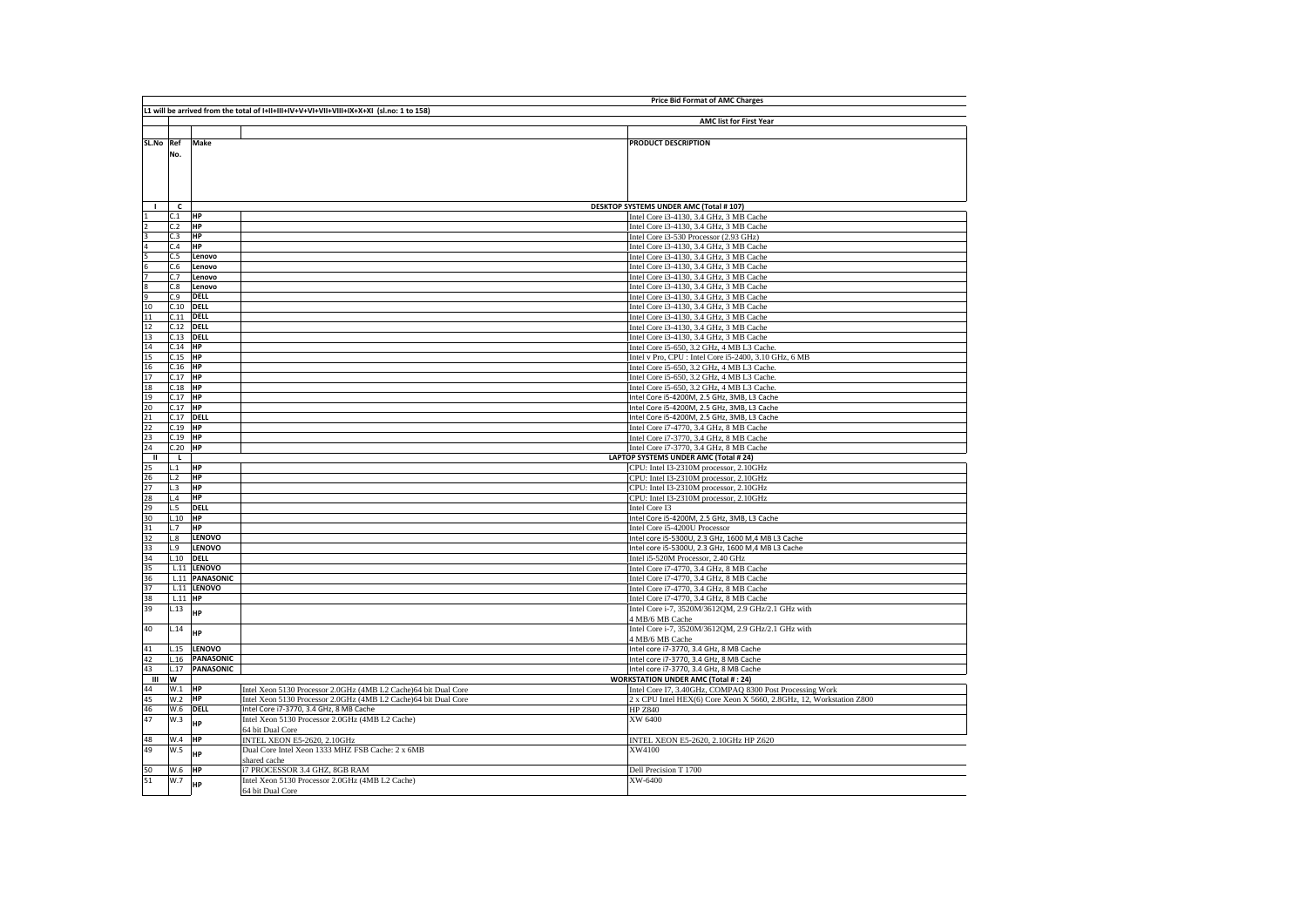| | | | | Price Bid Format of AMC Charges |
|---|---|---|---|---|
| L1 will be arrived from the total of I+II+III+IV+V+VI+VII+VIII+IX+X+XI (sl.no: 1 to 158) | | | | |
| | | | | AMC list for First Year |
| SL.No | Ref No. | Make | | PRODUCT DESCRIPTION |
| I | C | | | DESKTOP SYSTEMS UNDER AMC (Total # 107) |
| 1 | C.1 | HP | | Intel Core i3-4130, 3.4 GHz, 3 MB Cache |
| 2 | C.2 | HP | | Intel Core i3-4130, 3.4 GHz, 3 MB Cache |
| 3 | C.3 | HP | | Intel Core i3-530 Processor (2.93 GHz) |
| 4 | C.4 | HP | | Intel Core i3-4130, 3.4 GHz, 3 MB Cache |
| 5 | C.5 | Lenovo | | Intel Core i3-4130, 3.4 GHz, 3 MB Cache |
| 6 | C.6 | Lenovo | | Intel Core i3-4130, 3.4 GHz, 3 MB Cache |
| 7 | C.7 | Lenovo | | Intel Core i3-4130, 3.4 GHz, 3 MB Cache |
| 8 | C.8 | Lenovo | | Intel Core i3-4130, 3.4 GHz, 3 MB Cache |
| 9 | C.9 | DELL | | Intel Core i3-4130, 3.4 GHz, 3 MB Cache |
| 10 | C.10 | DELL | | Intel Core i3-4130, 3.4 GHz, 3 MB Cache |
| 11 | C.11 | DELL | | Intel Core i3-4130, 3.4 GHz, 3 MB Cache |
| 12 | C.12 | DELL | | Intel Core i3-4130, 3.4 GHz, 3 MB Cache |
| 13 | C.13 | DELL | | Intel Core i3-4130, 3.4 GHz, 3 MB Cache |
| 14 | C.14 | HP | | Intel Core i5-650, 3.2 GHz, 4 MB L3 Cache. |
| 15 | C.15 | HP | | Intel v Pro, CPU : Intel Core i5-2400, 3.10 GHz, 6 MB |
| 16 | C.16 | HP | | Intel Core i5-650, 3.2 GHz, 4 MB L3 Cache. |
| 17 | C.17 | HP | | Intel Core i5-650, 3.2 GHz, 4 MB L3 Cache. |
| 18 | C.18 | HP | | Intel Core i5-650, 3.2 GHz, 4 MB L3 Cache. |
| 19 | C.17 | HP | | Intel Core i5-4200M, 2.5 GHz, 3MB, L3 Cache |
| 20 | C.17 | HP | | Intel Core i5-4200M, 2.5 GHz, 3MB, L3 Cache |
| 21 | C.17 | DELL | | Intel Core i5-4200M, 2.5 GHz, 3MB, L3 Cache |
| 22 | C.19 | HP | | Intel Core i7-4770, 3.4 GHz, 8 MB Cache |
| 23 | C.19 | HP | | Intel Core i7-3770, 3.4 GHz, 8 MB Cache |
| 24 | C.20 | HP | | Intel Core i7-3770, 3.4 GHz, 8 MB Cache |
| II | L | | | LAPTOP SYSTEMS UNDER AMC (Total # 24) |
| 25 | L.1 | HP | | CPU: Intel I3-2310M processor, 2.10GHz |
| 26 | L.2 | HP | | CPU: Intel I3-2310M processor, 2.10GHz |
| 27 | L.3 | HP | | CPU: Intel I3-2310M processor, 2.10GHz |
| 28 | L.4 | HP | | CPU: Intel I3-2310M processor, 2.10GHz |
| 29 | L.5 | DELL | | Intel Core I3 |
| 30 | L.10 | HP | | Intel Core i5-4200M, 2.5 GHz, 3MB, L3 Cache |
| 31 | L.7 | HP | | Intel Core i5-4200U Processor |
| 32 | L.8 | LENOVO | | Intel core i5-5300U, 2.3 GHz, 1600 M,4 MB L3 Cache |
| 33 | L.9 | LENOVO | | Intel core i5-5300U, 2.3 GHz, 1600 M,4 MB L3 Cache |
| 34 | L.10 | DELL | | Intel i5-520M Processor, 2.40 GHz |
| 35 | L.11 | LENOVO | | Intel Core i7-4770, 3.4 GHz, 8 MB Cache |
| 36 | L.11 | PANASONIC | | Intel Core i7-4770, 3.4 GHz, 8 MB Cache |
| 37 | L.11 | LENOVO | | Intel Core i7-4770, 3.4 GHz, 8 MB Cache |
| 38 | L.11 | HP | | Intel Core i7-4770, 3.4 GHz, 8 MB Cache |
| 39 | L.13 | HP | | Intel Core i-7, 3520M/3612QM, 2.9 GHz/2.1 GHz with 4 MB/6 MB Cache |
| 40 | L.14 | HP | | Intel Core i-7, 3520M/3612QM, 2.9 GHz/2.1 GHz with 4 MB/6 MB Cache |
| 41 | L.15 | LENOVO | | Intel core i7-3770, 3.4 GHz, 8 MB Cache |
| 42 | L.16 | PANASONIC | | Intel core i7-3770, 3.4 GHz, 8 MB Cache |
| 43 | L.17 | PANASONIC | | Intel core i7-3770, 3.4 GHz, 8 MB Cache |
| III | W | | | WORKSTATION UNDER AMC (Total # : 24) |
| 44 | W.1 | HP | Intel Xeon 5130 Processor 2.0GHz (4MB L2 Cache)64 bit Dual Core | Intel Core I7, 3.40GHz, COMPAQ 8300 Post Processing Work |
| 45 | W.2 | HP | Intel Xeon 5130 Processor 2.0GHz (4MB L2 Cache)64 bit Dual Core | 2 x CPU Intel HEX(6) Core Xeon X 5660, 2.8GHz, 12, Workstation Z800 |
| 46 | W.6 | DELL | Intel Core i7-3770, 3.4 GHz, 8 MB Cache | HP Z840 |
| 47 | W.3 | HP | Intel Xeon 5130 Processor 2.0GHz (4MB L2 Cache) 64 bit Dual Core | XW 6400 |
| 48 | W.4 | HP | INTEL XEON E5-2620, 2.10GHz | INTEL XEON E5-2620, 2.10GHz HP Z620 |
| 49 | W.5 | HP | Dual Core Intel Xeon 1333 MHZ FSB Cache: 2 x 6MB shared cache | XW4100 |
| 50 | W.6 | HP | i7 PROCESSOR 3.4 GHZ, 8GB RAM | Dell Precision T 1700 |
| 51 | W.7 | HP | Intel Xeon 5130 Processor 2.0GHz (4MB L2 Cache) 64 bit Dual Core | XW-6400 |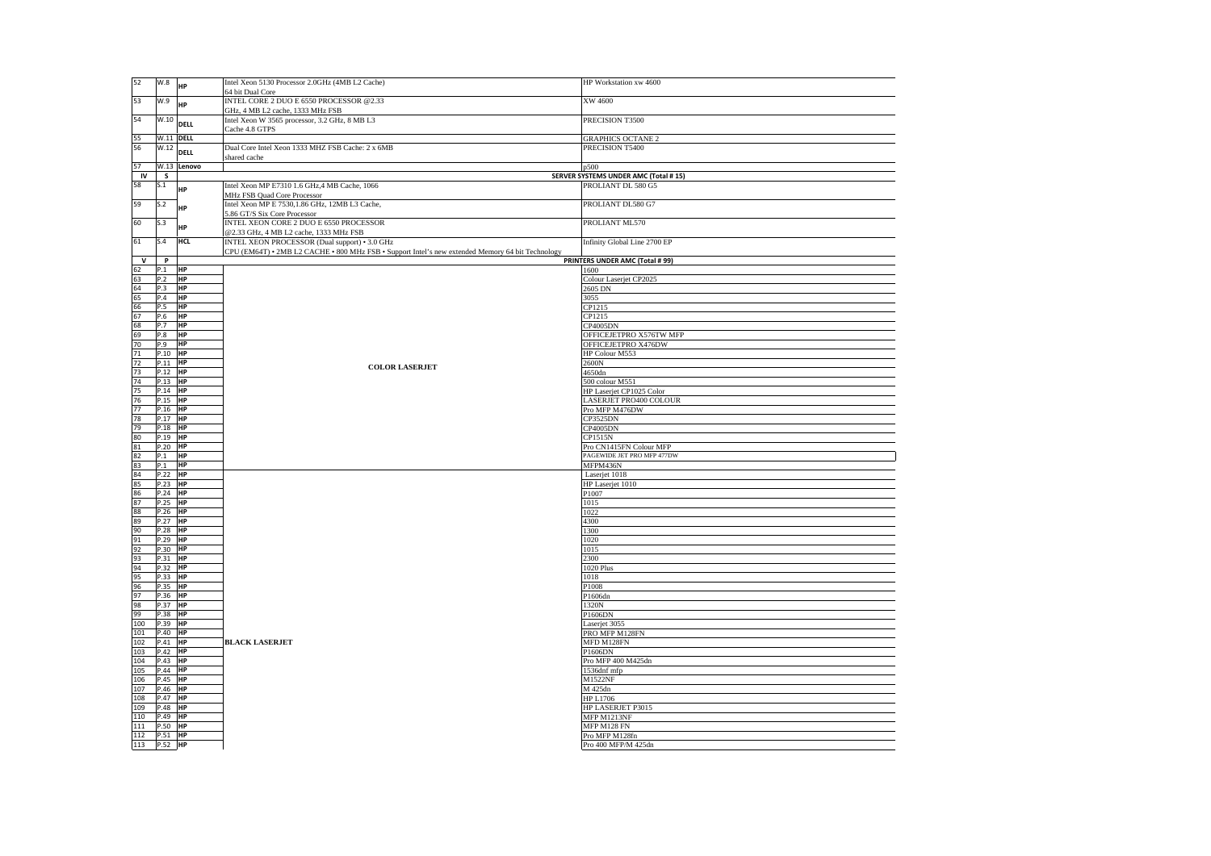| | | | | |
|---|---|---|---|---|
| 52 | W.8 | HP | Intel Xeon 5130 Processor 2.0GHz (4MB L2 Cache) 64 bit Dual Core | HP Workstation xw 4600 |
| 53 | W.9 | HP | INTEL CORE 2 DUO E 6550 PROCESSOR @2.33 GHz, 4 MB L2 cache, 1333 MHz FSB | XW 4600 |
| 54 | W.10 | DELL | Intel Xeon W 3565 processor, 3.2 GHz, 8 MB L3 Cache 4.8 GTPS | PRECISION T3500 |
| 55 | W.11 | DELL | | GRAPHICS OCTANE 2 |
| 56 | W.12 | DELL | Dual Core Intel Xeon 1333 MHZ FSB Cache: 2 x 6MB shared cache | PRECISION T5400 |
| 57 | W.13 | Lenovo | | p500 |
| IV | S | | | SERVER SYSTEMS UNDER AMC (Total # 15) |
| 58 | S.1 | HP | Intel Xeon MP E7310 1.6 GHz,4 MB Cache, 1066 MHz FSB Quad Core Processor | PROLIANT DL 580 G5 |
| 59 | S.2 | HP | Intel Xeon MP E 7530,1.86 GHz, 12MB L3 Cache, 5.86 GT/S Six Core Processor | PROLIANT DL580 G7 |
| 60 | S.3 | HP | INTEL XEON CORE 2 DUO E 6550 PROCESSOR @2.33 GHz, 4 MB L2 cache, 1333 MHz FSB | PROLIANT ML570 |
| 61 | S.4 | HCL | INTEL XEON PROCESSOR (Dual support) • 3.0 GHz CPU (EM64T) • 2MB L2 CACHE • 800 MHz FSB • Support Intel's new extended Memory 64 bit Technology | Infinity Global Line 2700 EP |
| V | P | | | PRINTERS UNDER AMC (Total # 99) |
| 62 | P.1 | HP | COLOR LASERJET | 1600 |
| 63 | P.2 | HP | | Colour Laserjet CP2025 |
| 64 | P.3 | HP | | 2605 DN |
| 65 | P.4 | HP | | 3055 |
| 66 | P.5 | HP | | CP1215 |
| 67 | P.6 | HP | | CP1215 |
| 68 | P.7 | HP | | CP4005DN |
| 69 | P.8 | HP | | OFFICEJETPRO X576TW MFP |
| 70 | P.9 | HP | | OFFICEJETPRO X476DW |
| 71 | P.10 | HP | | HP Colour M553 |
| 72 | P.11 | HP | | 2600N |
| 73 | P.12 | HP | | 4650dn |
| 74 | P.13 | HP | | 500 colour M551 |
| 75 | P.14 | HP | | HP Laserjet CP1025 Color |
| 76 | P.15 | HP | | LASERJET PRO400 COLOUR |
| 77 | P.16 | HP | | Pro MFP M476DW |
| 78 | P.17 | HP | | CP3525DN |
| 79 | P.18 | HP | | CP4005DN |
| 80 | P.19 | HP | | CP1515N |
| 81 | P.20 | HP | | Pro CN1415FN Colour MFP |
| 82 | P.1 | HP | | PAGEWIDE JET PRO MFP 477DW |
| 83 | P.1 | HP | BLACK LASERJET | MFPM436N |
| 84 | P.22 | HP | | Laserjet 1018 |
| 85 | P.23 | HP | | HP Laserjet 1010 |
| 86 | P.24 | HP | | P1007 |
| 87 | P.25 | HP | | 1015 |
| 88 | P.26 | HP | | 1022 |
| 89 | P.27 | HP | | 4300 |
| 90 | P.28 | HP | | 1300 |
| 91 | P.29 | HP | | 1020 |
| 92 | P.30 | HP | | 1015 |
| 93 | P.31 | HP | | 2300 |
| 94 | P.32 | HP | | 1020 Plus |
| 95 | P.33 | HP | | 1018 |
| 96 | P.35 | HP | | P1008 |
| 97 | P.36 | HP | | P1606dn |
| 98 | P.37 | HP | | 1320N |
| 99 | P.38 | HP | | P1606DN |
| 100 | P.39 | HP | | Laserjet 3055 |
| 101 | P.40 | HP | | PRO MFP M128FN |
| 102 | P.41 | HP | | MFD M128FN |
| 103 | P.42 | HP | | P1606DN |
| 104 | P.43 | HP | | Pro MFP 400 M425dn |
| 105 | P.44 | HP | | 1536dnf mfp |
| 106 | P.45 | HP | | M1522NF |
| 107 | P.46 | HP | | M 425dn |
| 108 | P.47 | HP | | HP L1706 |
| 109 | P.48 | HP | | HP LASERJET P3015 |
| 110 | P.49 | HP | | MFP M1213NF |
| 111 | P.50 | HP | | MFP M128 FN |
| 112 | P.51 | HP | | Pro MFP M128fn |
| 113 | P.52 | HP | | Pro 400 MFP/M 425dn |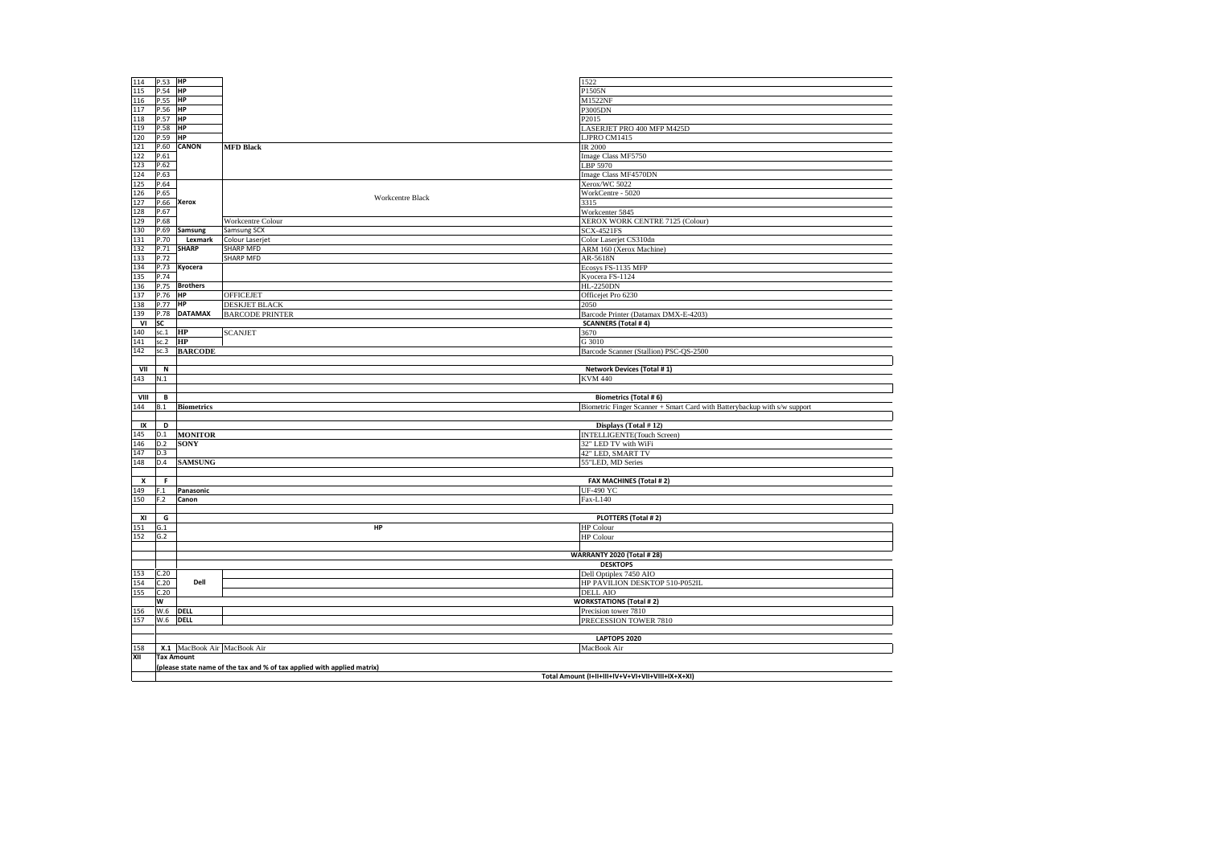| | | | | |
|---|---|---|---|---|
| 114 | P.53 | HP | | 1522 |
| 115 | P.54 | HP | | P1505N |
| 116 | P.55 | HP | | M1522NF |
| 117 | P.56 | HP | | P3005DN |
| 118 | P.57 | HP | | P2015 |
| 119 | P.58 | HP | | LASERJET PRO 400 MFP M425D |
| 120 | P.59 | HP | | LJPRO CM1415 |
| 121 | P.60 | CANON | MFD Black | IR 2000 |
| 122 | P.61 | | | Image Class MF5750 |
| 123 | P.62 | | | LBP 5970 |
| 124 | P.63 | | | Image Class MF4570DN |
| 125 | P.64 | Xerox | Workcentre Black | Xerox/WC 5022 |
| 126 | P.65 | | | WorkCentre - 5020 |
| 127 | P.66 | | | 3315 |
| 128 | P.67 | | | Workcenter 5845 |
| 129 | P.68 | | Workcentre Colour | XEROX WORK CENTRE 7125 (Colour) |
| 130 | P.69 | Samsung | Samsung SCX | SCX-4521FS |
| 131 | P.70 | Lexmark | Colour Laserjet | Color Laserjet CS310dn |
| 132 | P.71 | SHARP | SHARP MFD | ARM 160 (Xerox Machine) |
| 133 | P.72 | | SHARP MFD | AR-5618N |
| 134 | P.73 | Kyocera | | Ecosys FS-1135 MFP |
| 135 | P.74 | | | Kyocera FS-1124 |
| 136 | P.75 | Brothers | | HL-2250DN |
| 137 | P.76 | HP | OFFICEJET | Officejet Pro 6230 |
| 138 | P.77 | HP | DESKJET BLACK | 2050 |
| 139 | P.78 | DATAMAX | BARCODE PRINTER | Barcode Printer (Datamax DMX-E-4203) |
| VI | SC | | | **SCANNERS (Total # 4)** |
| 140 | sc.1 | HP | SCANJET | 3670 |
| 141 | sc.2 | HP | | G 3010 |
| 142 | sc.3 | BARCODE | | Barcode Scanner (Stallion) PSC-QS-2500 |
| | | | | |
| VII | N | | | **Network Devices (Total # 1)** |
| 143 | N.1 | | | KVM 440 |
| | | | | |
| VIII | B | | | **Biometrics (Total # 6)** |
| 144 | B.1 | Biometrics | | Biometric Finger Scanner + Smart Card with Batterybackup with s/w support |
| | | | | |
| IX | D | | | **Displays (Total # 12)** |
| 145 | D.1 | MONITOR | | INTELLIGENTE(Touch Screen) |
| 146 | D.2 | SONY | | 32" LED TV with WiFi |
| 147 | D.3 | | | 42" LED, SMART TV |
| 148 | D.4 | SAMSUNG | | 55"LED, MD Series |
| | | | | |
| X | F | | | **FAX MACHINES (Total # 2)** |
| 149 | F.1 | Panasonic | | UF-490 YC |
| 150 | F.2 | Canon | | Fax-L140 |
| | | | | |
| XI | G | | | **PLOTTERS (Total # 2)** |
| 151 | G.1 | HP | | HP Colour |
| 152 | G.2 | | | HP Colour |
| | | | | |
| | | | | **WARRANTY 2020 (Total # 28)** |
| | | | | **DESKTOPS** |
| 153 | C.20 | Dell | | Dell Optiplex 7450 AIO |
| 154 | C.20 | | | HP PAVILION DESKTOP 510-P052IL |
| 155 | C.20 | | | DELL AIO |
| | W | | | **WORKSTATIONS (Total # 2)** |
| 156 | W.6 | DELL | | Precision tower 7810 |
| 157 | W.6 | DELL | | PRECESSION TOWER 7810 |
| | | | | |
| | | | | **LAPTOPS 2020** |
| 158 | X.1 | MacBook Air | MacBook Air | MacBook Air |
| XII | Tax Amount | | | |
| | (please state name of the tax and % of tax applied with applied matrix) | | | |
| | | | | **Total Amount (I+II+III+IV+V+VI+VII+VIII+IX+X+XI)** |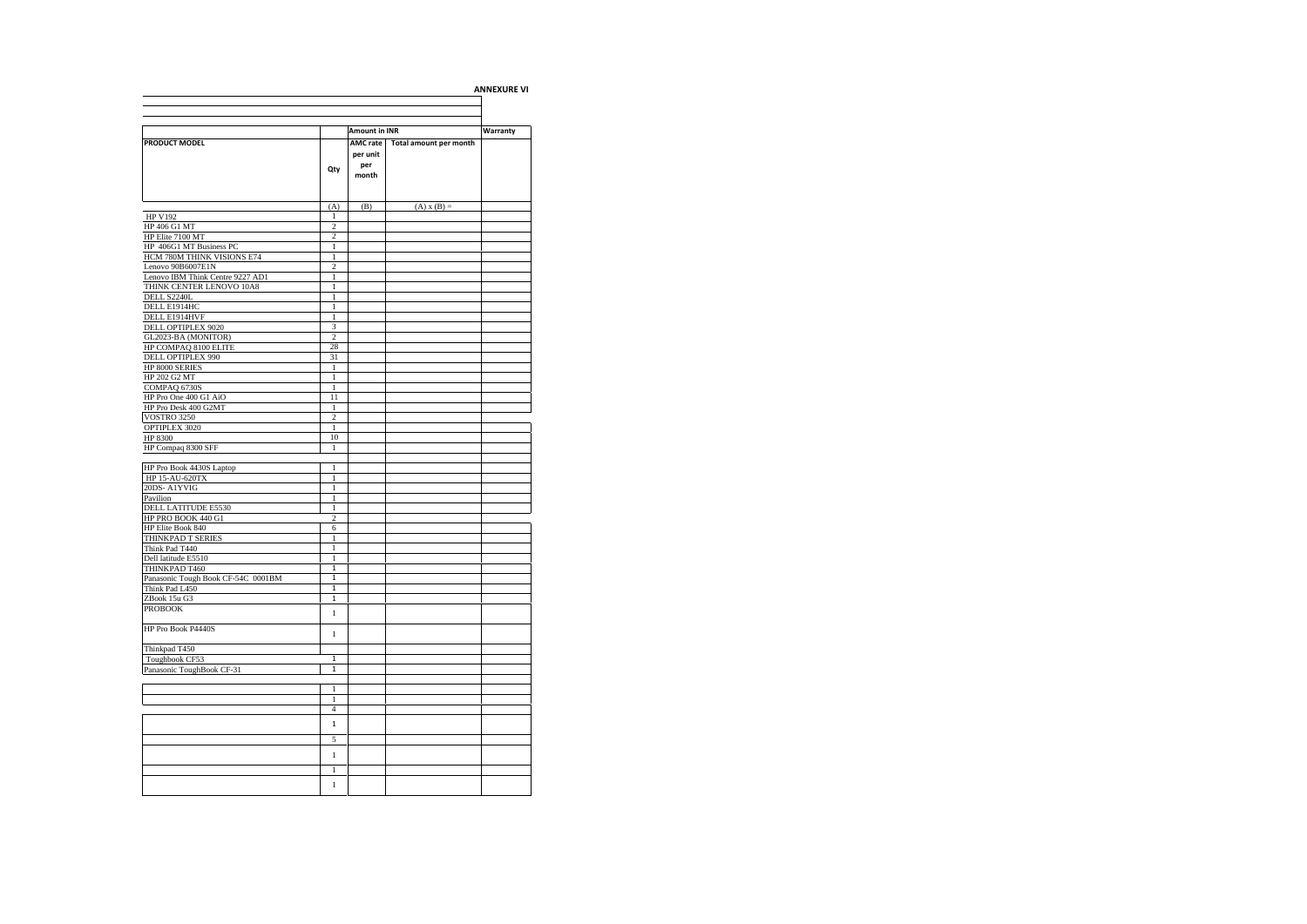**ANNEXURE VI**

| PRODUCT MODEL | Qty | Amount in INR | | Warranty |
|---|---|---|---|---|
| | | AMC rate per unit per month | Total amount per month | |
| | (A) | (B) | (A) x (B) = | |
| HP V192 | 1 | | | |
| HP 406 G1 MT | 2 | | | |
| HP Elite 7100 MT | 2 | | | |
| HP 406G1 MT Business PC | 1 | | | |
| HCM 780M THINK VISIONS E74 | 1 | | | |
| Lenovo 90B6007E1N | 2 | | | |
| Lenovo IBM Think Centre 9227 AD1 | 1 | | | |
| THINK CENTER LENOVO 10A8 | 1 | | | |
| DELL S2240L | 1 | | | |
| DELL E1914HC | 1 | | | |
| DELL E1914HVF | 1 | | | |
| DELL OPTIPLEX 9020 | 3 | | | |
| GL2023-BA (MONITOR) | 2 | | | |
| HP COMPAQ 8100 ELITE | 28 | | | |
| DELL OPTIPLEX 990 | 31 | | | |
| HP 8000 SERIES | 1 | | | |
| HP 202 G2 MT | 1 | | | |
| COMPAQ 6730S | 1 | | | |
| HP Pro One 400 G1 AiO | 11 | | | |
| HP Pro Desk 400 G2MT | 1 | | | |
| VOSTRO 3250 | 2 | | | |
| OPTIPLEX 3020 | 1 | | | |
| HP 8300 | 10 | | | |
| HP Compaq 8300 SFF | 1 | | | |
| | | | | |
| HP Pro Book 4430S Laptop | 1 | | | |
| HP 15-AU-620TX | 1 | | | |
| 20DS- A1YVIG | 1 | | | |
| Pavilion | 1 | | | |
| DELL LATITUDE E5530 | 1 | | | |
| HP PRO BOOK 440 G1 | 2 | | | |
| HP Elite Book 840 | 6 | | | |
| THINKPAD T SERIES | 1 | | | |
| Think Pad T440 | 1 | | | |
| Dell latitude E5510 | 1 | | | |
| THINKPAD T460 | 1 | | | |
| Panasonic Tough Book CF-54C 0001BM | 1 | | | |
| Think Pad L450 | 1 | | | |
| ZBook 15u G3 | 1 | | | |
| PROBOOK | 1 | | | |
| HP Pro Book P4440S | 1 | | | |
| Thinkpad T450 | | | | |
| Toughbook CF53 | 1 | | | |
| Panasonic ToughBook CF-31 | 1 | | | |
| | | | | |
| | 1 | | | |
| | 1 | | | |
| | 4 | | | |
| | 1 | | | |
| | 5 | | | |
| | 1 | | | |
| | 1 | | | |
| | 1 | | | |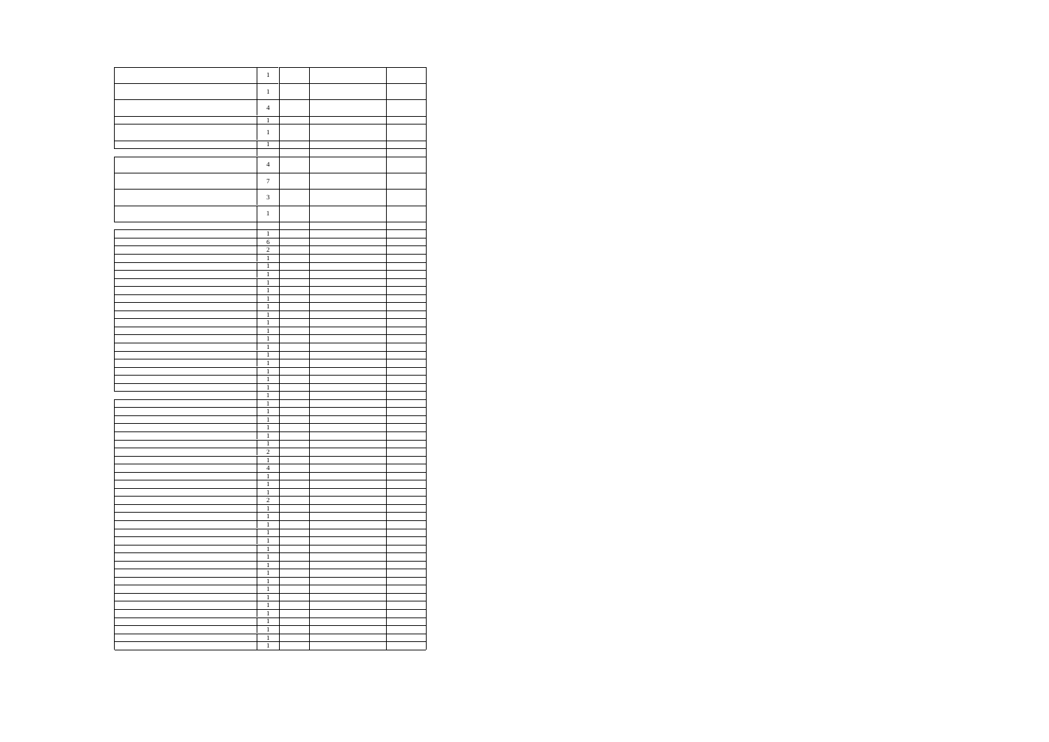| | | | | |
|---|---|---|---|---|
| | 1 | | | |
| | 1 | | | |
| | 4 | | | |
| | 1 | | | |
| | 1 | | | |
| | 1 | | | |
| | | | | |
| | 4 | | | |
| | 7 | | | |
| | 3 | | | |
| | 1 | | | |
| | | | | |
| | 1 | | | |
| | 6 | | | |
| | 2 | | | |
| | 1 | | | |
| | 1 | | | |
| | 1 | | | |
| | 1 | | | |
| | 1 | | | |
| | 1 | | | |
| | 1 | | | |
| | 1 | | | |
| | 1 | | | |
| | 1 | | | |
| | 1 | | | |
| | 1 | | | |
| | 1 | | | |
| | 1 | | | |
| | 1 | | | |
| | 1 | | | |
| | 1 | | | |
| | 1 | | | |
| | 1 | | | |
| | 1 | | | |
| | 1 | | | |
| | 1 | | | |
| | 1 | | | |
| | 2 | | | |
| | 1 | | | |
| | 4 | | | |
| | 1 | | | |
| | 1 | | | |
| | 1 | | | |
| | 2 | | | |
| | 1 | | | |
| | 1 | | | |
| | 1 | | | |
| | 1 | | | |
| | 1 | | | |
| | 1 | | | |
| | 1 | | | |
| | 1 | | | |
| | 1 | | | |
| | 1 | | | |
| | 1 | | | |
| | 1 | | | |
| | 1 | | | |
| | 1 | | | |
| | 1 | | | |
| | 1 | | | |
| | 1 | | | |
| | 1 | | | |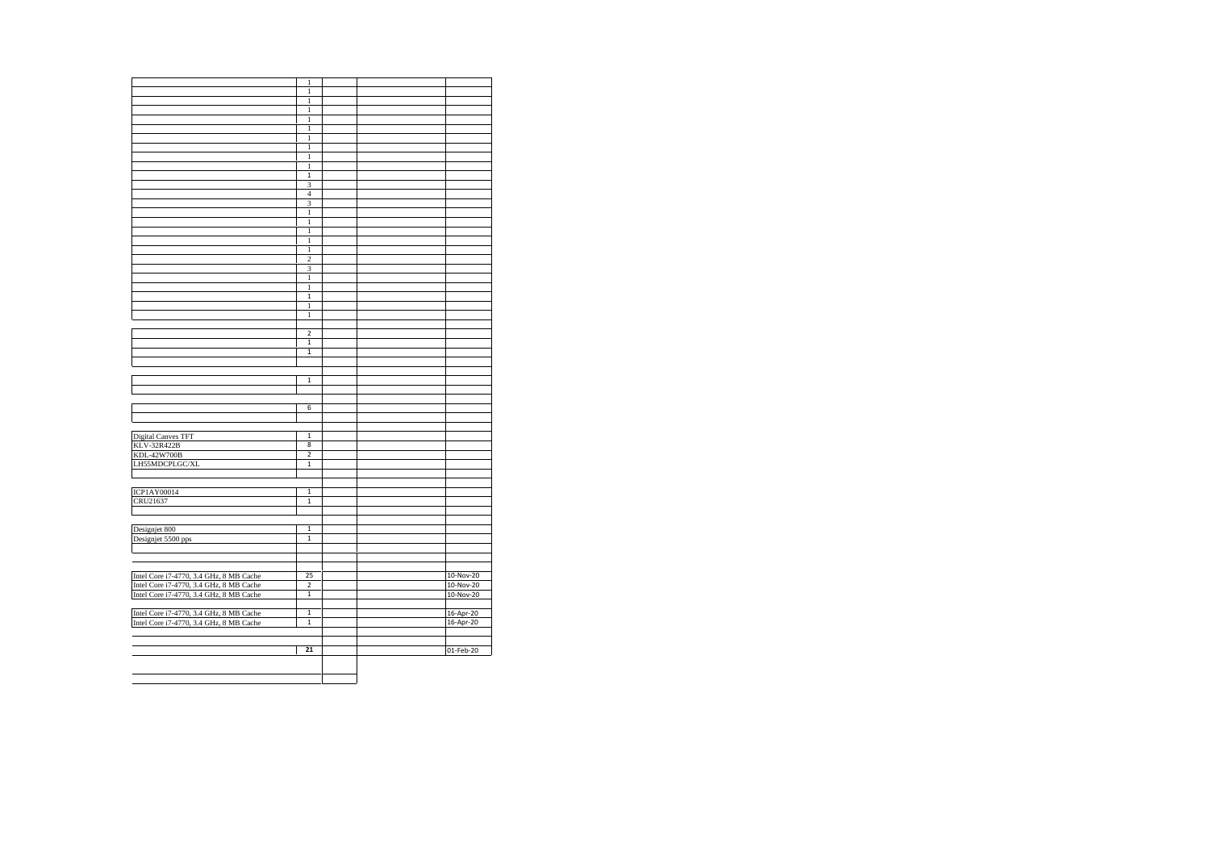| | | | | |
|---|---|---|---|---|
| | 1 | | | |
| | 1 | | | |
| | 1 | | | |
| | 1 | | | |
| | 1 | | | |
| | 1 | | | |
| | 1 | | | |
| | 1 | | | |
| | 1 | | | |
| | 1 | | | |
| | 1 | | | |
| | 3 | | | |
| | 4 | | | |
| | 3 | | | |
| | 1 | | | |
| | 1 | | | |
| | 1 | | | |
| | 1 | | | |
| | 1 | | | |
| | 2 | | | |
| | 3 | | | |
| | 1 | | | |
| | 1 | | | |
| | 1 | | | |
| | 1 | | | |
| | 1 | | | |
| | | | | |
| | 2 | | | |
| | 1 | | | |
| | 1 | | | |
| | | | | |
| | | | | |
| | 1 | | | |
| | | | | |
| | | | | |
| | 6 | | | |
| | | | | |
| | | | | |
| Digital Canves TFT | 1 | | | |
| KLV-32R422B | 8 | | | |
| KDL-42W700B | 2 | | | |
| LH55MDCPLGC/XL | 1 | | | |
| | | | | |
| | | | | |
| ICP1AY00014 | 1 | | | |
| CRU21637 | 1 | | | |
| | | | | |
| | | | | |
| Designjet 800 | 1 | | | |
| Designjet 5500 pps | 1 | | | |
| | | | | |
| | | | | |
| | | | | |
| Intel Core i7-4770, 3.4 GHz, 8 MB Cache | 25 | | | 10-Nov-20 |
| Intel Core i7-4770, 3.4 GHz, 8 MB Cache | 2 | | | 10-Nov-20 |
| Intel Core i7-4770, 3.4 GHz, 8 MB Cache | 1 | | | 10-Nov-20 |
| | | | | |
| Intel Core i7-4770, 3.4 GHz, 8 MB Cache | 1 | | | 16-Apr-20 |
| Intel Core i7-4770, 3.4 GHz, 8 MB Cache | 1 | | | 16-Apr-20 |
| | | | | |
| | | | | |
| | 21 | | | 01-Feb-20 |
| | | | | |
| | | | | |
| | | | | |